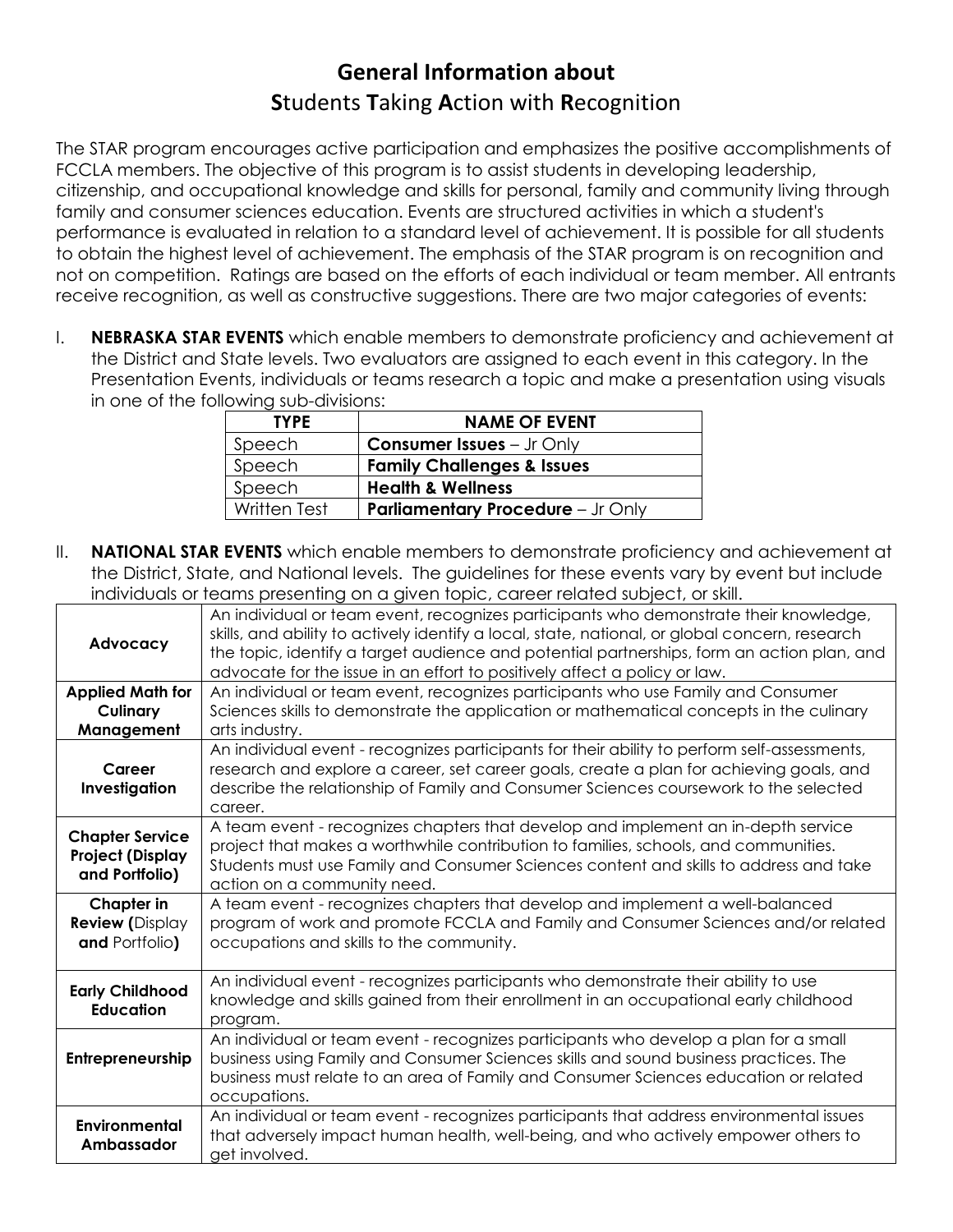# General Information about
## **S**tudents **T**aking **A**ction with **R**ecognition

The STAR program encourages active participation and emphasizes the positive accomplishments of FCCLA members. The objective of this program is to assist students in developing leadership, citizenship, and occupational knowledge and skills for personal, family and community living through family and consumer sciences education. Events are structured activities in which a student's performance is evaluated in relation to a standard level of achievement. It is possible for all students to obtain the highest level of achievement. The emphasis of the STAR program is on recognition and not on competition. Ratings are based on the efforts of each individual or team member. All entrants receive recognition, as well as constructive suggestions. There are two major categories of events:

I. **NEBRASKA STAR EVENTS** which enable members to demonstrate proficiency and achievement at the District and State levels. Two evaluators are assigned to each event in this category. In the Presentation Events, individuals or teams research a topic and make a presentation using visuals in one of the following sub-divisions:

| TYPE | NAME OF EVENT |
|---|---|
| Speech | **Consumer Issues** – Jr Only |
| Speech | **Family Challenges & Issues** |
| Speech | **Health & Wellness** |
| Written Test | **Parliamentary Procedure** – Jr Only |

II. **NATIONAL STAR EVENTS** which enable members to demonstrate proficiency and achievement at the District, State, and National levels. The guidelines for these events vary by event but include individuals or teams presenting on a given topic, career related subject, or skill.

| | |
|---|---|
| **Advocacy** | An individual or team event, recognizes participants who demonstrate their knowledge, skills, and ability to actively identify a local, state, national, or global concern, research the topic, identify a target audience and potential partnerships, form an action plan, and advocate for the issue in an effort to positively affect a policy or law. |
| **Applied Math for Culinary Management** | An individual or team event, recognizes participants who use Family and Consumer Sciences skills to demonstrate the application or mathematical concepts in the culinary arts industry. |
| **Career Investigation** | An individual event - recognizes participants for their ability to perform self-assessments, research and explore a career, set career goals, create a plan for achieving goals, and describe the relationship of Family and Consumer Sciences coursework to the selected career. |
| **Chapter Service Project (Display and Portfolio)** | A team event - recognizes chapters that develop and implement an in-depth service project that makes a worthwhile contribution to families, schools, and communities. Students must use Family and Consumer Sciences content and skills to address and take action on a community need. |
| **Chapter in Review (**Display **and** Portfolio**)** | A team event - recognizes chapters that develop and implement a well-balanced program of work and promote FCCLA and Family and Consumer Sciences and/or related occupations and skills to the community. |
| **Early Childhood Education** | An individual event - recognizes participants who demonstrate their ability to use knowledge and skills gained from their enrollment in an occupational early childhood program. |
| **Entrepreneurship** | An individual or team event - recognizes participants who develop a plan for a small business using Family and Consumer Sciences skills and sound business practices. The business must relate to an area of Family and Consumer Sciences education or related occupations. |
| **Environmental Ambassador** | An individual or team event - recognizes participants that address environmental issues that adversely impact human health, well-being, and who actively empower others to get involved. |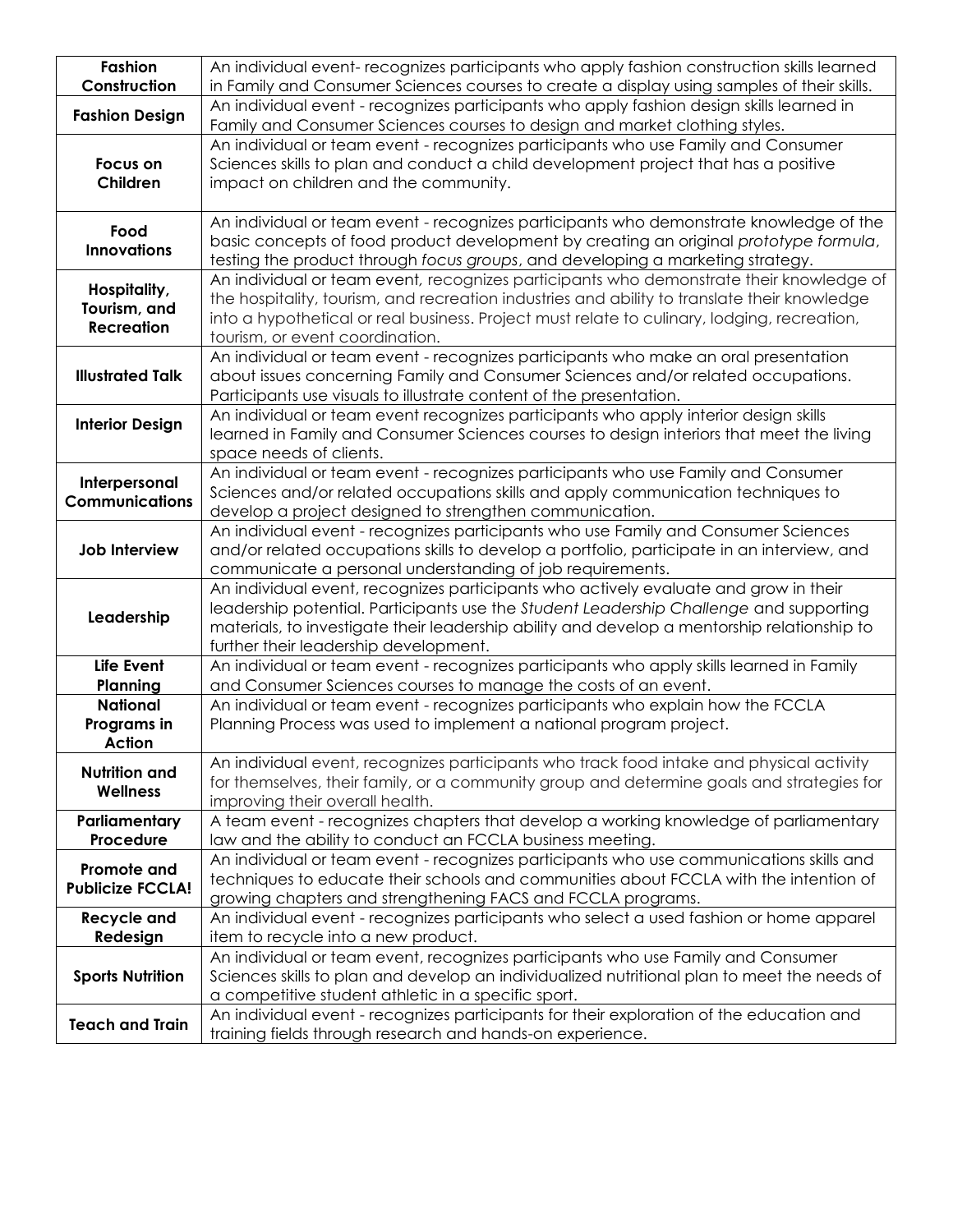| | |
|---|---|
| **Fashion Construction** | An individual event- recognizes participants who apply fashion construction skills learned in Family and Consumer Sciences courses to create a display using samples of their skills. |
| **Fashion Design** | An individual event - recognizes participants who apply fashion design skills learned in Family and Consumer Sciences courses to design and market clothing styles. |
| **Focus on Children** | An individual or team event - recognizes participants who use Family and Consumer Sciences skills to plan and conduct a child development project that has a positive impact on children and the community. |
| **Food Innovations** | An individual or team event - recognizes participants who demonstrate knowledge of the basic concepts of food product development by creating an original *prototype formula*, testing the product through *focus groups*, and developing a marketing strategy. |
| **Hospitality, Tourism, and Recreation** | An individual or team event, recognizes participants who demonstrate their knowledge of the hospitality, tourism, and recreation industries and ability to translate their knowledge into a hypothetical or real business. Project must relate to culinary, lodging, recreation, tourism, or event coordination. |
| **Illustrated Talk** | An individual or team event - recognizes participants who make an oral presentation about issues concerning Family and Consumer Sciences and/or related occupations. Participants use visuals to illustrate content of the presentation. |
| **Interior Design** | An individual or team event recognizes participants who apply interior design skills learned in Family and Consumer Sciences courses to design interiors that meet the living space needs of clients. |
| **Interpersonal Communications** | An individual or team event - recognizes participants who use Family and Consumer Sciences and/or related occupations skills and apply communication techniques to develop a project designed to strengthen communication. |
| **Job Interview** | An individual event - recognizes participants who use Family and Consumer Sciences and/or related occupations skills to develop a portfolio, participate in an interview, and communicate a personal understanding of job requirements. |
| **Leadership** | An individual event, recognizes participants who actively evaluate and grow in their leadership potential. Participants use the *Student Leadership Challenge* and supporting materials, to investigate their leadership ability and develop a mentorship relationship to further their leadership development. |
| **Life Event Planning** | An individual or team event - recognizes participants who apply skills learned in Family and Consumer Sciences courses to manage the costs of an event. |
| **National Programs in Action** | An individual or team event - recognizes participants who explain how the FCCLA Planning Process was used to implement a national program project. |
| **Nutrition and Wellness** | An individual event, recognizes participants who track food intake and physical activity for themselves, their family, or a community group and determine goals and strategies for improving their overall health. |
| **Parliamentary Procedure** | A team event - recognizes chapters that develop a working knowledge of parliamentary law and the ability to conduct an FCCLA business meeting. |
| **Promote and Publicize FCCLA!** | An individual or team event - recognizes participants who use communications skills and techniques to educate their schools and communities about FCCLA with the intention of growing chapters and strengthening FACS and FCCLA programs. |
| **Recycle and Redesign** | An individual event - recognizes participants who select a used fashion or home apparel item to recycle into a new product. |
| **Sports Nutrition** | An individual or team event, recognizes participants who use Family and Consumer Sciences skills to plan and develop an individualized nutritional plan to meet the needs of a competitive student athletic in a specific sport. |
| **Teach and Train** | An individual event - recognizes participants for their exploration of the education and training fields through research and hands-on experience. |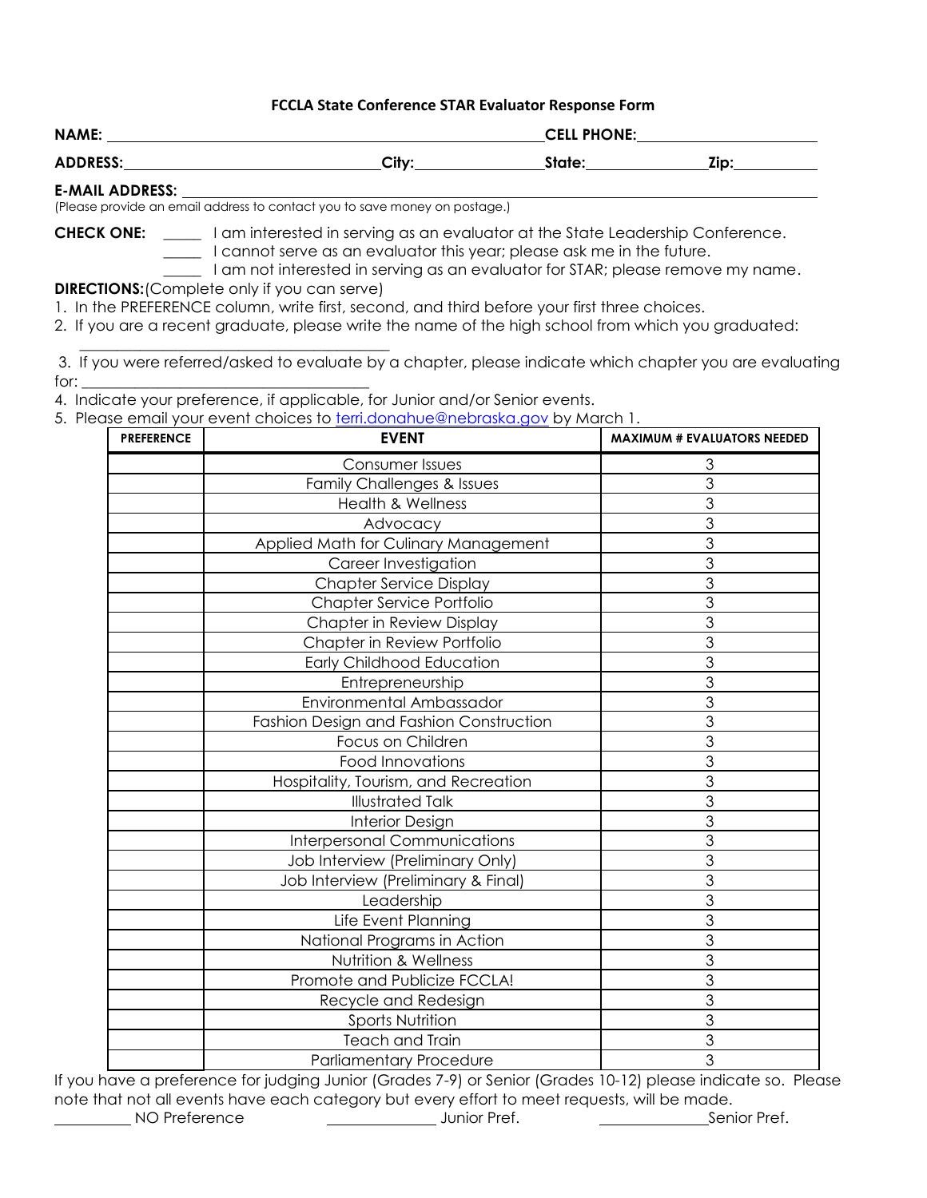**FCCLA State Conference STAR Evaluator Response Form**

**NAME:** ______________________________ **CELL PHONE:** ____________________

**ADDRESS:** ____________________ **City:** ____________ **State:** ____________ **Zip:** ________

**E-MAIL ADDRESS:** ________________________________________________

(Please provide an email address to contact you to save money on postage.)

**CHECK ONE:** _____ I am interested in serving as an evaluator at the State Leadership Conference.

_____ I cannot serve as an evaluator this year; please ask me in the future.

_____ I am not interested in serving as an evaluator for STAR; please remove my name.

**DIRECTIONS:** (Complete only if you can serve)

1. In the PREFERENCE column, write first, second, and third before your first three choices.
2. If you are a recent graduate, please write the name of the high school from which you graduated: ________________________________
3. If you were referred/asked to evaluate by a chapter, please indicate which chapter you are evaluating for: ______________________________
4. Indicate your preference, if applicable, for Junior and/or Senior events.
5. Please email your event choices to terri.donahue@nebraska.gov by March 1.

| PREFERENCE | EVENT | MAXIMUM # EVALUATORS NEEDED |
|---|---|---|
| | Consumer Issues | 3 |
| | Family Challenges & Issues | 3 |
| | Health & Wellness | 3 |
| | Advocacy | 3 |
| | Applied Math for Culinary Management | 3 |
| | Career Investigation | 3 |
| | Chapter Service Display | 3 |
| | Chapter Service Portfolio | 3 |
| | Chapter in Review Display | 3 |
| | Chapter in Review Portfolio | 3 |
| | Early Childhood Education | 3 |
| | Entrepreneurship | 3 |
| | Environmental Ambassador | 3 |
| | Fashion Design and Fashion Construction | 3 |
| | Focus on Children | 3 |
| | Food Innovations | 3 |
| | Hospitality, Tourism, and Recreation | 3 |
| | Illustrated Talk | 3 |
| | Interior Design | 3 |
| | Interpersonal Communications | 3 |
| | Job Interview (Preliminary Only) | 3 |
| | Job Interview (Preliminary & Final) | 3 |
| | Leadership | 3 |
| | Life Event Planning | 3 |
| | National Programs in Action | 3 |
| | Nutrition & Wellness | 3 |
| | Promote and Publicize FCCLA! | 3 |
| | Recycle and Redesign | 3 |
| | Sports Nutrition | 3 |
| | Teach and Train | 3 |
| | Parliamentary Procedure | 3 |

If you have a preference for judging Junior (Grades 7-9) or Senior (Grades 10-12) please indicate so. Please note that not all events have each category but every effort to meet requests, will be made.

__________ NO Preference __________ Junior Pref. __________ Senior Pref.